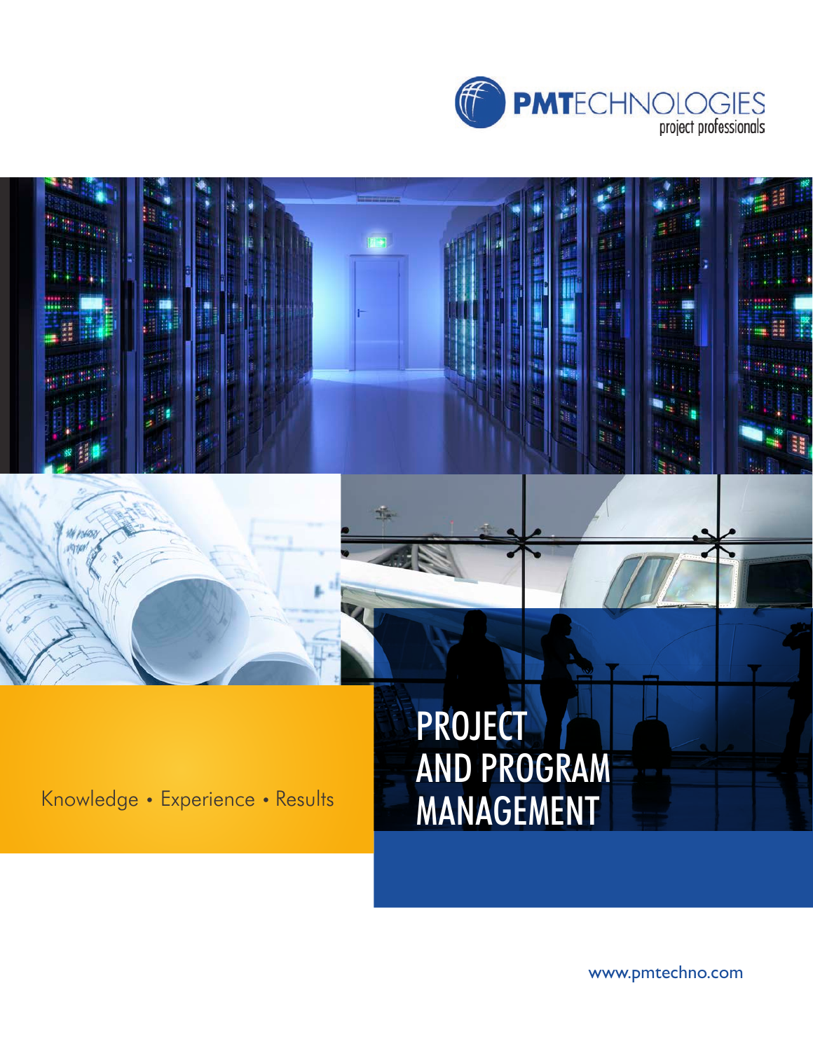PMTECHNOLOGIES
project professionals

# PROJECT AND PROGRAM MANAGEMENT

Knowledge • Experience • Results

www.pmtechno.com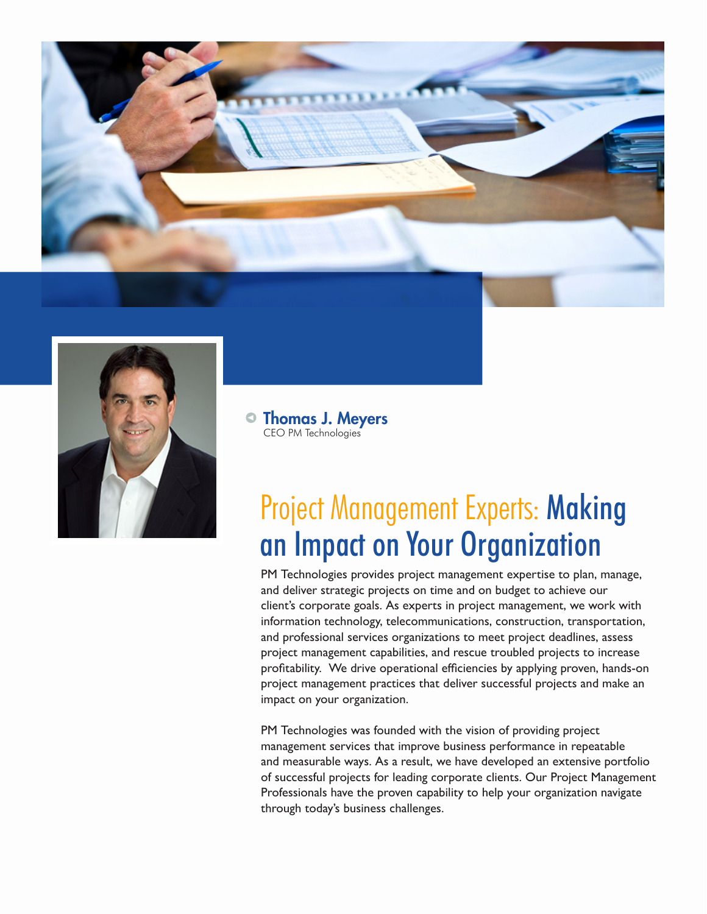**Thomas J. Meyers**
CEO PM Technologies

# Project Management Experts: Making an Impact on Your Organization

PM Technologies provides project management expertise to plan, manage, and deliver strategic projects on time and on budget to achieve our client's corporate goals. As experts in project management, we work with information technology, telecommunications, construction, transportation, and professional services organizations to meet project deadlines, assess project management capabilities, and rescue troubled projects to increase profitability. We drive operational efficiencies by applying proven, hands-on project management practices that deliver successful projects and make an impact on your organization.

PM Technologies was founded with the vision of providing project management services that improve business performance in repeatable and measurable ways. As a result, we have developed an extensive portfolio of successful projects for leading corporate clients. Our Project Management Professionals have the proven capability to help your organization navigate through today's business challenges.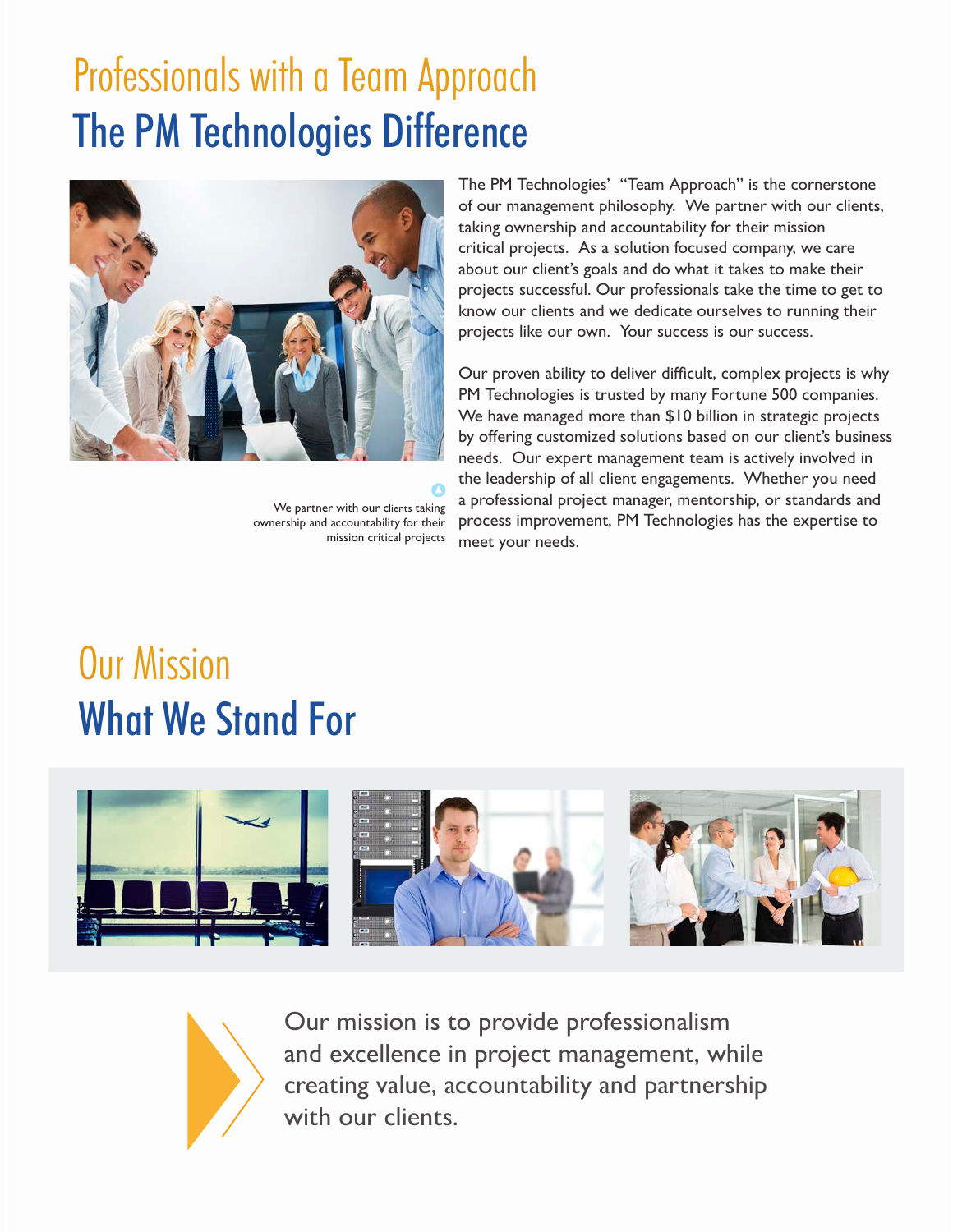# Professionals with a Team Approach

# The PM Technologies Difference

The PM Technologies' "Team Approach" is the cornerstone of our management philosophy. We partner with our clients, taking ownership and accountability for their mission critical projects. As a solution focused company, we care about our client's goals and do what it takes to make their projects successful. Our professionals take the time to get to know our clients and we dedicate ourselves to running their projects like our own. Your success is our success.

Our proven ability to deliver difficult, complex projects is why PM Technologies is trusted by many Fortune 500 companies. We have managed more than $10 billion in strategic projects by offering customized solutions based on our client's business needs. Our expert management team is actively involved in the leadership of all client engagements. Whether you need a professional project manager, mentorship, or standards and process improvement, PM Technologies has the expertise to meet your needs.

We partner with our clients taking ownership and accountability for their mission critical projects

# Our Mission

# What We Stand For

Our mission is to provide professionalism and excellence in project management, while creating value, accountability and partnership with our clients.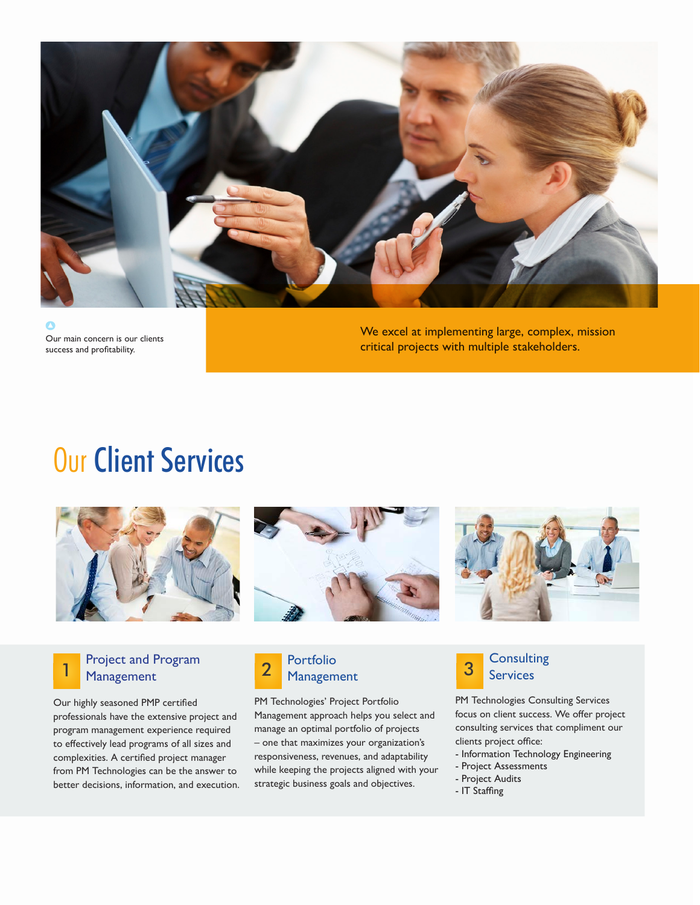Our main concern is our clients success and profitability.

We excel at implementing large, complex, mission critical projects with multiple stakeholders.

# Our Client Services

## 1 Project and Program Management

Our highly seasoned PMP certified professionals have the extensive project and program management experience required to effectively lead programs of all sizes and complexities. A certified project manager from PM Technologies can be the answer to better decisions, information, and execution.

## 2 Portfolio Management

PM Technologies' Project Portfolio Management approach helps you select and manage an optimal portfolio of projects – one that maximizes your organization's responsiveness, revenues, and adaptability while keeping the projects aligned with your strategic business goals and objectives.

## 3 Consulting Services

PM Technologies Consulting Services focus on client success. We offer project consulting services that compliment our clients project office:

- Information Technology Engineering
- Project Assessments
- Project Audits
- IT Staffing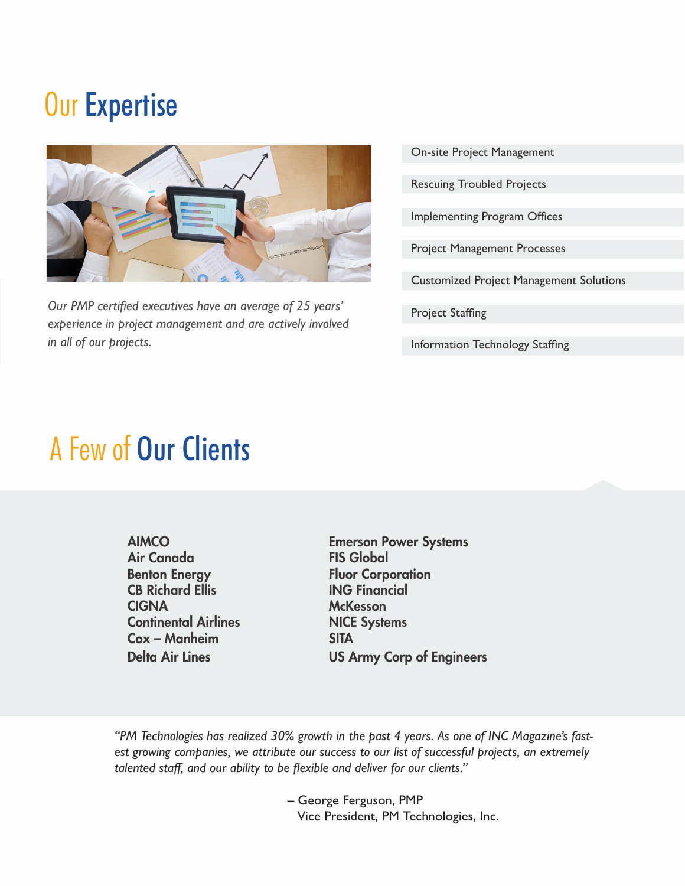# Our Expertise

*Our PMP certified executives have an average of 25 years' experience in project management and are actively involved in all of our projects.*

- On-site Project Management
- Rescuing Troubled Projects
- Implementing Program Offices
- Project Management Processes
- Customized Project Management Solutions
- Project Staffing
- Information Technology Staffing

# A Few of Our Clients

**AIMCO**
**Air Canada**
**Benton Energy**
**CB Richard Ellis**
**CIGNA**
**Continental Airlines**
**Cox – Manheim**
**Delta Air Lines**
**Emerson Power Systems**
**FIS Global**
**Fluor Corporation**
**ING Financial**
**McKesson**
**NICE Systems**
**SITA**
**US Army Corp of Engineers**

*"PM Technologies has realized 30% growth in the past 4 years. As one of INC Magazine's fastest growing companies, we attribute our success to our list of successful projects, an extremely talented staff, and our ability to be flexible and deliver for our clients."*

– George Ferguson, PMP
Vice President, PM Technologies, Inc.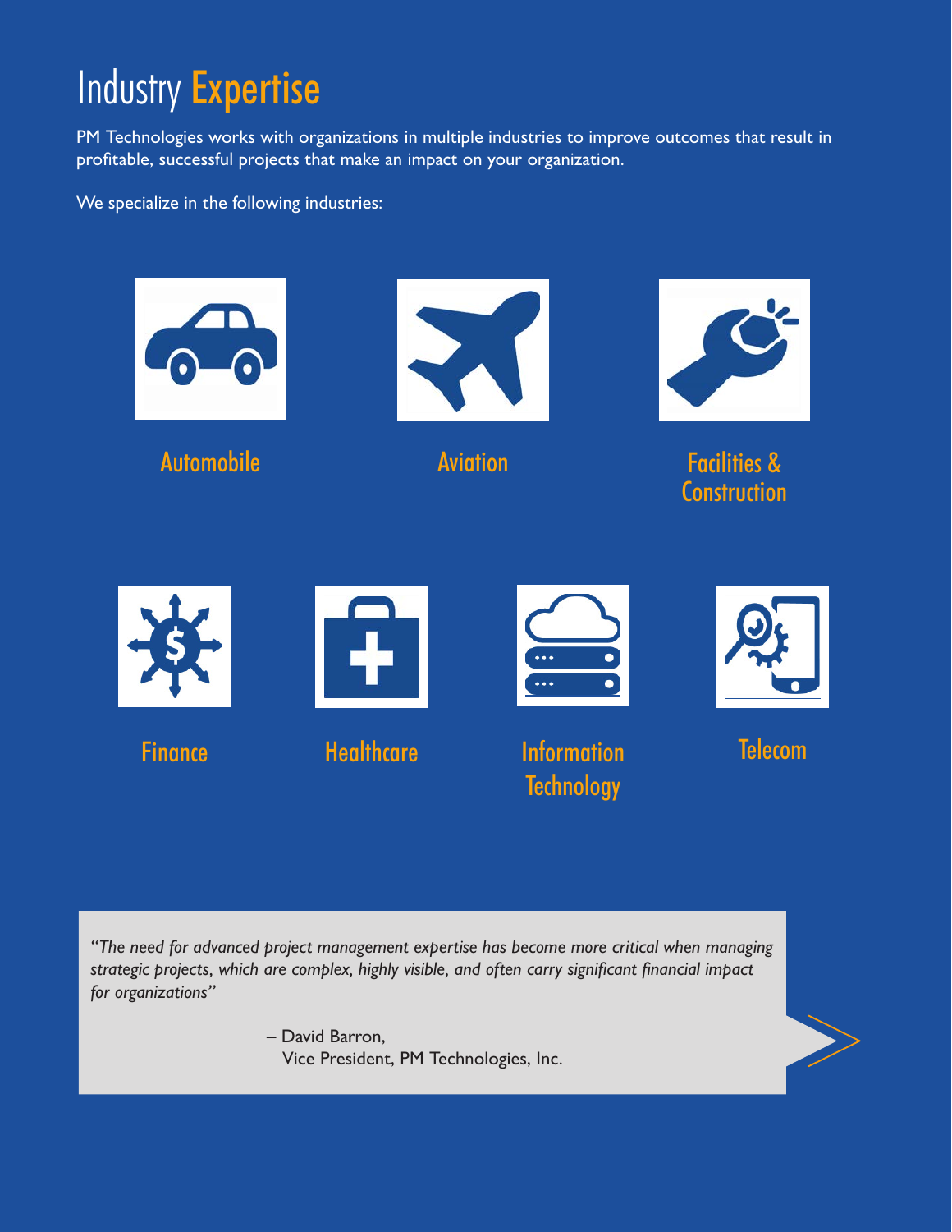# Industry Expertise

PM Technologies works with organizations in multiple industries to improve outcomes that result in profitable, successful projects that make an impact on your organization.

We specialize in the following industries:

- Automobile
- Aviation
- Facilities & Construction
- Finance
- Healthcare
- Information Technology
- Telecom

*"The need for advanced project management expertise has become more critical when managing strategic projects, which are complex, highly visible, and often carry significant financial impact for organizations"*

– David Barron,
Vice President, PM Technologies, Inc.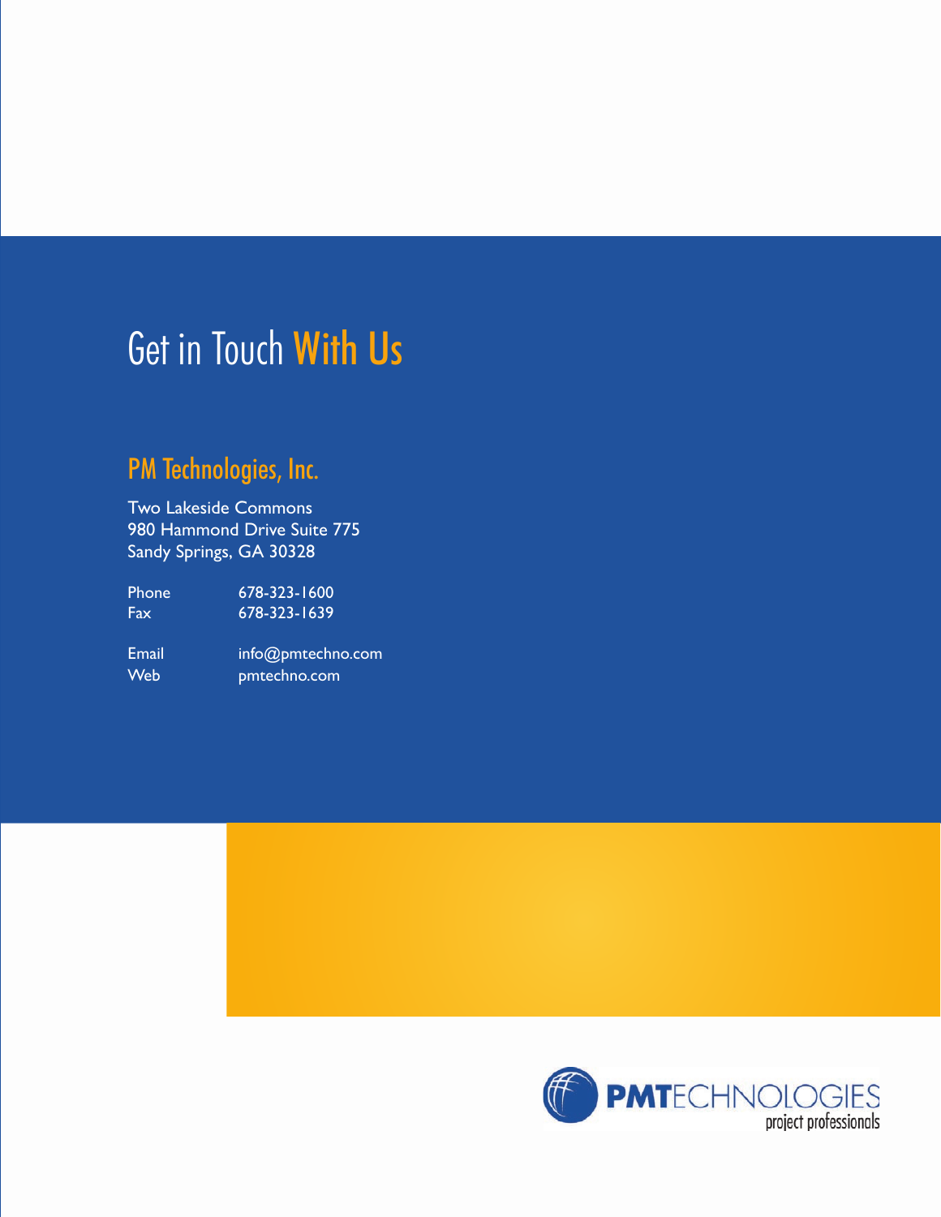# Get in Touch With Us

## PM Technologies, Inc.

Two Lakeside Commons
980 Hammond Drive Suite 775
Sandy Springs, GA 30328

| | |
|---|---|
| Phone | 678-323-1600 |
| Fax | 678-323-1639 |
| Email | info@pmtechno.com |
| Web | pmtechno.com |

PMTECHNOLOGIES
project professionals